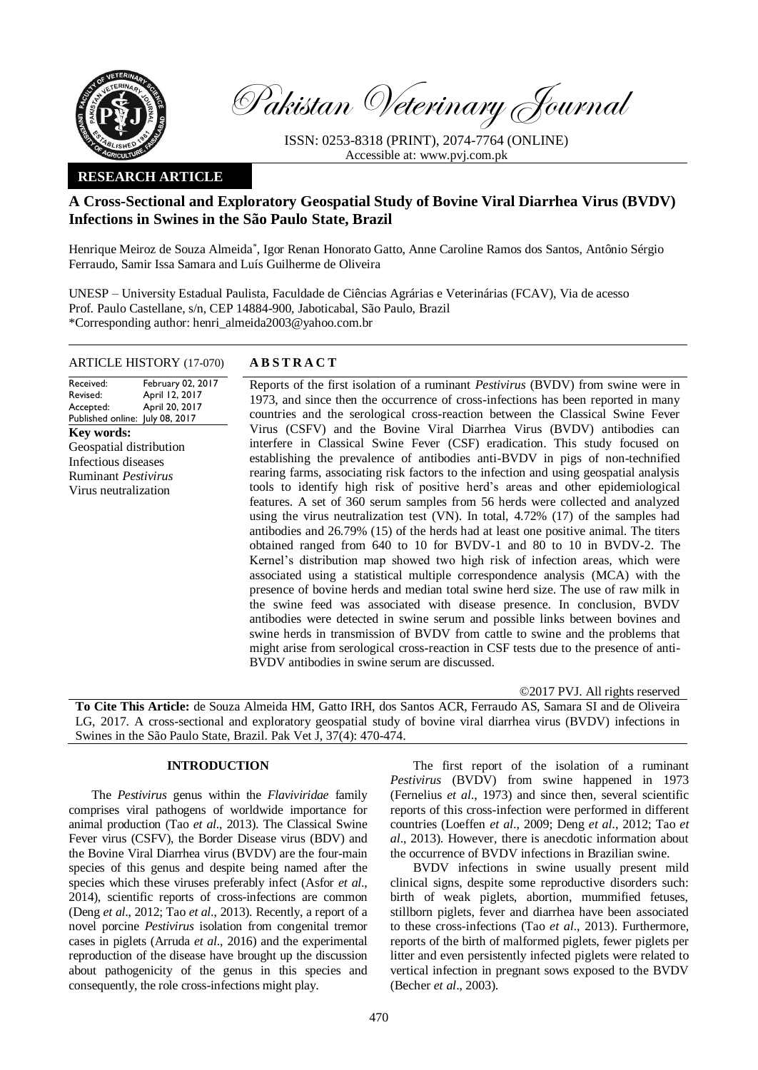*Pakistan Veterinary Journal*

ISSN: 0253-8318 (PRINT), 2074-7764 (ONLINE)
Accessible at: www.pvj.com.pk

**RESEARCH ARTICLE**

# A Cross-Sectional and Exploratory Geospatial Study of Bovine Viral Diarrhea Virus (BVDV) Infections in Swines in the São Paulo State, Brazil

Henrique Meiroz de Souza Almeida*, Igor Renan Honorato Gatto, Anne Caroline Ramos dos Santos, Antônio Sérgio Ferraudo, Samir Issa Samara and Luís Guilherme de Oliveira

UNESP – University Estadual Paulista, Faculdade de Ciências Agrárias e Veterinárias (FCAV), Via de acesso Prof. Paulo Castellane, s/n, CEP 14884-900, Jaboticabal, São Paulo, Brazil
*Corresponding author: henri_almeida2003@yahoo.com.br

**ARTICLE HISTORY** (17-070)

Received: February 02, 2017
Revised: April 12, 2017
Accepted: April 20, 2017
Published online: July 08, 2017

**Key words:**
Geospatial distribution
Infectious diseases
Ruminant *Pestivirus*
Virus neutralization

**ABSTRACT**

Reports of the first isolation of a ruminant *Pestivirus* (BVDV) from swine were in 1973, and since then the occurrence of cross-infections has been reported in many countries and the serological cross-reaction between the Classical Swine Fever Virus (CSFV) and the Bovine Viral Diarrhea Virus (BVDV) antibodies can interfere in Classical Swine Fever (CSF) eradication. This study focused on establishing the prevalence of antibodies anti-BVDV in pigs of non-technified rearing farms, associating risk factors to the infection and using geospatial analysis tools to identify high risk of positive herd's areas and other epidemiological features. A set of 360 serum samples from 56 herds were collected and analyzed using the virus neutralization test (VN). In total, 4.72% (17) of the samples had antibodies and 26.79% (15) of the herds had at least one positive animal. The titers obtained ranged from 640 to 10 for BVDV-1 and 80 to 10 in BVDV-2. The Kernel's distribution map showed two high risk of infection areas, which were associated using a statistical multiple correspondence analysis (MCA) with the presence of bovine herds and median total swine herd size. The use of raw milk in the swine feed was associated with disease presence. In conclusion, BVDV antibodies were detected in swine serum and possible links between bovines and swine herds in transmission of BVDV from cattle to swine and the problems that might arise from serological cross-reaction in CSF tests due to the presence of anti-BVDV antibodies in swine serum are discussed.

©2017 PVJ. All rights reserved

**To Cite This Article:** de Souza Almeida HM, Gatto IRH, dos Santos ACR, Ferraudo AS, Samara SI and de Oliveira LG, 2017. A cross-sectional and exploratory geospatial study of bovine viral diarrhea virus (BVDV) infections in Swines in the São Paulo State, Brazil. Pak Vet J, 37(4): 470-474.

## INTRODUCTION

The *Pestivirus* genus within the *Flaviviridae* family comprises viral pathogens of worldwide importance for animal production (Tao *et al*., 2013). The Classical Swine Fever virus (CSFV), the Border Disease virus (BDV) and the Bovine Viral Diarrhea virus (BVDV) are the four-main species of this genus and despite being named after the species which these viruses preferably infect (Asfor *et al*., 2014), scientific reports of cross-infections are common (Deng *et al*., 2012; Tao *et al*., 2013). Recently, a report of a novel porcine *Pestivirus* isolation from congenital tremor cases in piglets (Arruda *et al*., 2016) and the experimental reproduction of the disease have brought up the discussion about pathogenicity of the genus in this species and consequently, the role cross-infections might play.

The first report of the isolation of a ruminant *Pestivirus* (BVDV) from swine happened in 1973 (Fernelius *et al*., 1973) and since then, several scientific reports of this cross-infection were performed in different countries (Loeffen *et al*., 2009; Deng *et al*., 2012; Tao *et al*., 2013). However, there is anecdotic information about the occurrence of BVDV infections in Brazilian swine.

BVDV infections in swine usually present mild clinical signs, despite some reproductive disorders such: birth of weak piglets, abortion, mummified fetuses, stillborn piglets, fever and diarrhea have been associated to these cross-infections (Tao *et al*., 2013). Furthermore, reports of the birth of malformed piglets, fewer piglets per litter and even persistently infected piglets were related to vertical infection in pregnant sows exposed to the BVDV (Becher *et al*., 2003).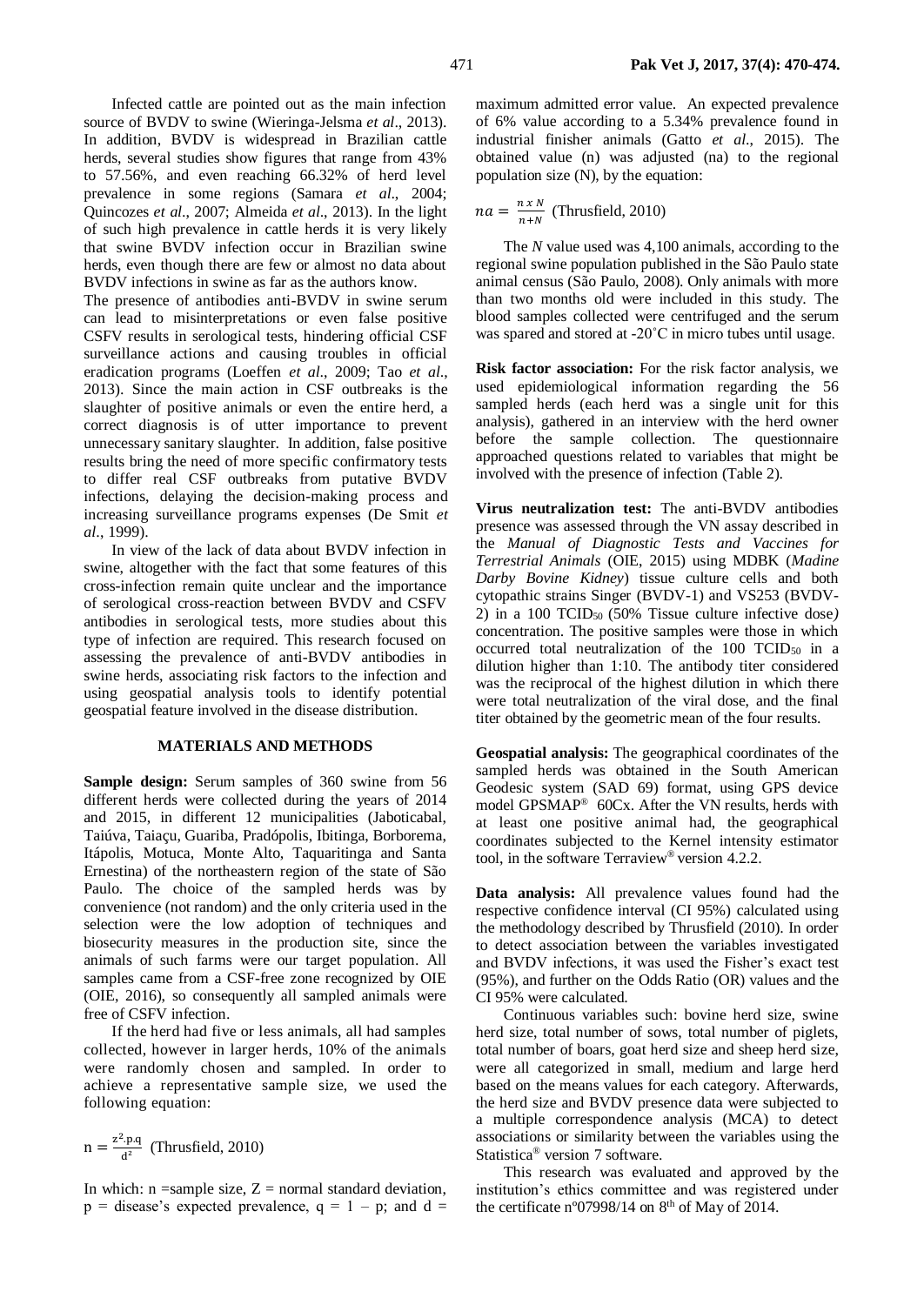Infected cattle are pointed out as the main infection source of BVDV to swine (Wieringa-Jelsma *et al*., 2013). In addition, BVDV is widespread in Brazilian cattle herds, several studies show figures that range from 43% to 57.56%, and even reaching 66.32% of herd level prevalence in some regions (Samara *et al*., 2004; Quincozes *et al*., 2007; Almeida *et al*., 2013). In the light of such high prevalence in cattle herds it is very likely that swine BVDV infection occur in Brazilian swine herds, even though there are few or almost no data about BVDV infections in swine as far as the authors know.

The presence of antibodies anti-BVDV in swine serum can lead to misinterpretations or even false positive CSFV results in serological tests, hindering official CSF surveillance actions and causing troubles in official eradication programs (Loeffen *et al*., 2009; Tao *et al*., 2013). Since the main action in CSF outbreaks is the slaughter of positive animals or even the entire herd, a correct diagnosis is of utter importance to prevent unnecessary sanitary slaughter. In addition, false positive results bring the need of more specific confirmatory tests to differ real CSF outbreaks from putative BVDV infections, delaying the decision-making process and increasing surveillance programs expenses (De Smit *et al*., 1999).

In view of the lack of data about BVDV infection in swine, altogether with the fact that some features of this cross-infection remain quite unclear and the importance of serological cross-reaction between BVDV and CSFV antibodies in serological tests, more studies about this type of infection are required. This research focused on assessing the prevalence of anti-BVDV antibodies in swine herds, associating risk factors to the infection and using geospatial analysis tools to identify potential geospatial feature involved in the disease distribution.

## MATERIALS AND METHODS

**Sample design:** Serum samples of 360 swine from 56 different herds were collected during the years of 2014 and 2015, in different 12 municipalities (Jaboticabal, Taiúva, Taiaçu, Guariba, Pradópolis, Ibitinga, Borborema, Itápolis, Motuca, Monte Alto, Taquaritinga and Santa Ernestina) of the northeastern region of the state of São Paulo. The choice of the sampled herds was by convenience (not random) and the only criteria used in the selection were the low adoption of techniques and biosecurity measures in the production site, since the animals of such farms were our target population. All samples came from a CSF-free zone recognized by OIE (OIE, 2016), so consequently all sampled animals were free of CSFV infection.

If the herd had five or less animals, all had samples collected, however in larger herds, 10% of the animals were randomly chosen and sampled. In order to achieve a representative sample size, we used the following equation:

$$n = \frac{z^2.p.q}{d^2}$$ (Thrusfield, 2010)

In which: n =sample size, Z = normal standard deviation, p = disease's expected prevalence, q = 1 – p; and d = maximum admitted error value. An expected prevalence of 6% value according to a 5.34% prevalence found in industrial finisher animals (Gatto *et al*., 2015). The obtained value (n) was adjusted (na) to the regional population size (N), by the equation:

$$na = \frac{n \ x \ N}{n + N}$$ (Thrusfield, 2010)

The *N* value used was 4,100 animals, according to the regional swine population published in the São Paulo state animal census (São Paulo, 2008). Only animals with more than two months old were included in this study. The blood samples collected were centrifuged and the serum was spared and stored at -20˚C in micro tubes until usage.

**Risk factor association:** For the risk factor analysis, we used epidemiological information regarding the 56 sampled herds (each herd was a single unit for this analysis), gathered in an interview with the herd owner before the sample collection. The questionnaire approached questions related to variables that might be involved with the presence of infection (Table 2).

**Virus neutralization test:** The anti-BVDV antibodies presence was assessed through the VN assay described in the *Manual of Diagnostic Tests and Vaccines for Terrestrial Animals* (OIE, 2015) using MDBK (*Madine Darby Bovine Kidney*) tissue culture cells and both cytopathic strains Singer (BVDV-1) and VS253 (BVDV-2) in a 100 $TCID_{50}$ (50% Tissue culture infective dose*)* concentration. The positive samples were those in which occurred total neutralization of the 100 $TCID_{50}$ in a dilution higher than 1:10. The antibody titer considered was the reciprocal of the highest dilution in which there were total neutralization of the viral dose, and the final titer obtained by the geometric mean of the four results.

**Geospatial analysis:** The geographical coordinates of the sampled herds was obtained in the South American Geodesic system (SAD 69) format, using GPS device model GPSMAP® 60Cx. After the VN results, herds with at least one positive animal had, the geographical coordinates subjected to the Kernel intensity estimator tool, in the software Terraview® version 4.2.2.

**Data analysis:** All prevalence values found had the respective confidence interval (CI 95%) calculated using the methodology described by Thrusfield (2010). In order to detect association between the variables investigated and BVDV infections, it was used the Fisher's exact test (95%), and further on the Odds Ratio (OR) values and the CI 95% were calculated.

Continuous variables such: bovine herd size, swine herd size, total number of sows, total number of piglets, total number of boars, goat herd size and sheep herd size, were all categorized in small, medium and large herd based on the means values for each category. Afterwards, the herd size and BVDV presence data were subjected to a multiple correspondence analysis (MCA) to detect associations or similarity between the variables using the Statistica® version 7 software.

This research was evaluated and approved by the institution's ethics committee and was registered under the certificate nº07998/14 on 8th of May of 2014.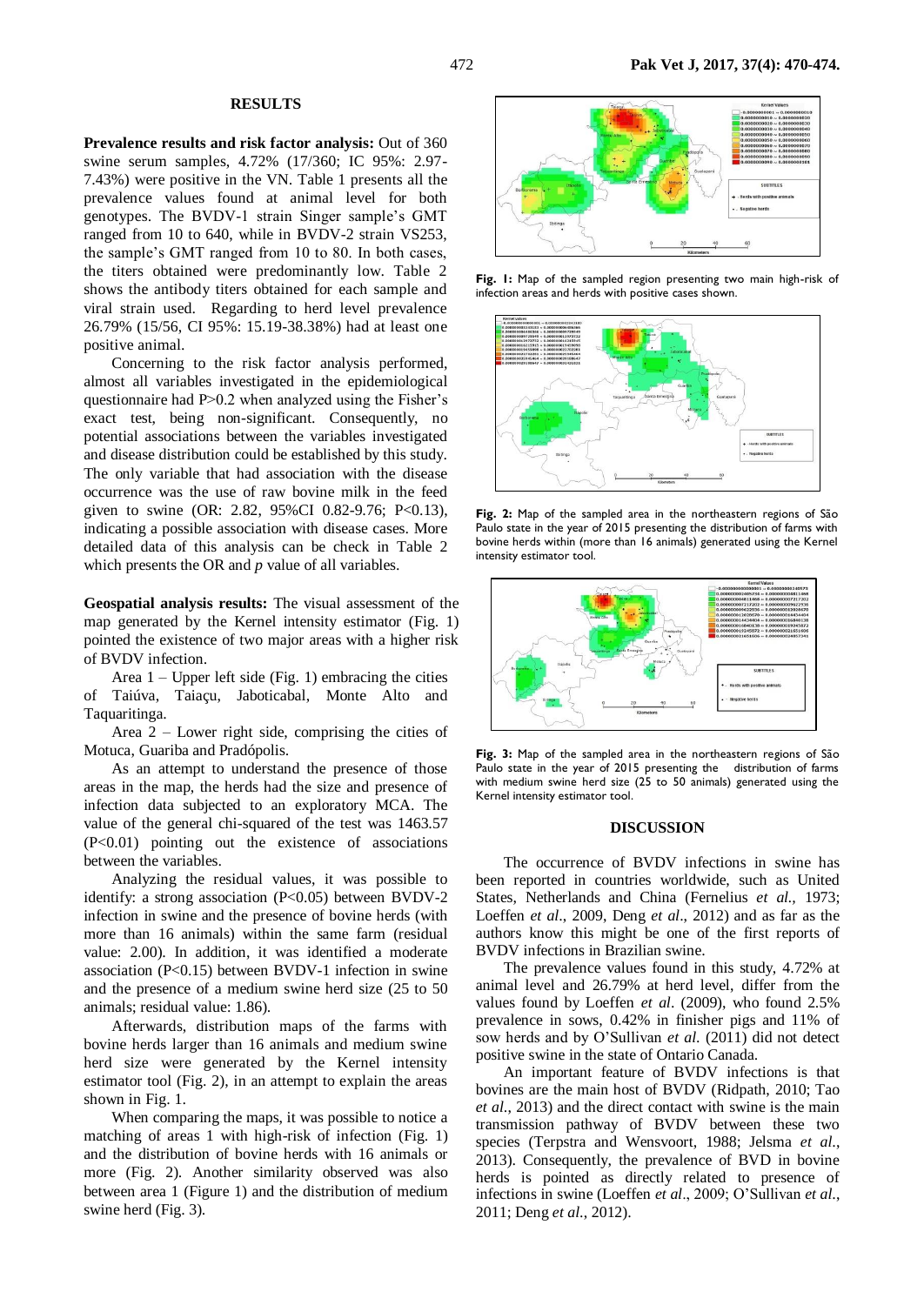## RESULTS

**Prevalence results and risk factor analysis:** Out of 360 swine serum samples, 4.72% (17/360; IC 95%: 2.97-7.43%) were positive in the VN. Table 1 presents all the prevalence values found at animal level for both genotypes. The BVDV-1 strain Singer sample's GMT ranged from 10 to 640, while in BVDV-2 strain VS253, the sample's GMT ranged from 10 to 80. In both cases, the titers obtained were predominantly low. Table 2 shows the antibody titers obtained for each sample and viral strain used. Regarding to herd level prevalence 26.79% (15/56, CI 95%: 15.19-38.38%) had at least one positive animal.

Concerning to the risk factor analysis performed, almost all variables investigated in the epidemiological questionnaire had P>0.2 when analyzed using the Fisher's exact test, being non-significant. Consequently, no potential associations between the variables investigated and disease distribution could be established by this study. The only variable that had association with the disease occurrence was the use of raw bovine milk in the feed given to swine (OR: 2.82, 95%CI 0.82-9.76; P<0.13), indicating a possible association with disease cases. More detailed data of this analysis can be check in Table 2 which presents the OR and *p* value of all variables.

**Geospatial analysis results:** The visual assessment of the map generated by the Kernel intensity estimator (Fig. 1) pointed the existence of two major areas with a higher risk of BVDV infection.

Area 1 – Upper left side (Fig. 1) embracing the cities of Taiúva, Taiaçu, Jaboticabal, Monte Alto and Taquaritinga.

Area 2 – Lower right side, comprising the cities of Motuca, Guariba and Pradópolis.

As an attempt to understand the presence of those areas in the map, the herds had the size and presence of infection data subjected to an exploratory MCA. The value of the general chi-squared of the test was 1463.57 (P<0.01) pointing out the existence of associations between the variables.

Analyzing the residual values, it was possible to identify: a strong association (P<0.05) between BVDV-2 infection in swine and the presence of bovine herds (with more than 16 animals) within the same farm (residual value: 2.00). In addition, it was identified a moderate association (P<0.15) between BVDV-1 infection in swine and the presence of a medium swine herd size (25 to 50 animals; residual value: 1.86).

Afterwards, distribution maps of the farms with bovine herds larger than 16 animals and medium swine herd size were generated by the Kernel intensity estimator tool (Fig. 2), in an attempt to explain the areas shown in Fig. 1.

When comparing the maps, it was possible to notice a matching of areas 1 with high-risk of infection (Fig. 1) and the distribution of bovine herds with 16 animals or more (Fig. 2). Another similarity observed was also between area 1 (Figure 1) and the distribution of medium swine herd (Fig. 3).

**Fig. 1:** Map of the sampled region presenting two main high-risk of infection areas and herds with positive cases shown.

**Fig. 2:** Map of the sampled area in the northeastern regions of São Paulo state in the year of 2015 presenting the distribution of farms with bovine herds within (more than 16 animals) generated using the Kernel intensity estimator tool.

**Fig. 3:** Map of the sampled area in the northeastern regions of São Paulo state in the year of 2015 presenting the distribution of farms with medium swine herd size (25 to 50 animals) generated using the Kernel intensity estimator tool.

## DISCUSSION

The occurrence of BVDV infections in swine has been reported in countries worldwide, such as United States, Netherlands and China (Fernelius *et al.*, 1973; Loeffen *et al*., 2009, Deng *et al*., 2012) and as far as the authors know this might be one of the first reports of BVDV infections in Brazilian swine.

The prevalence values found in this study, 4.72% at animal level and 26.79% at herd level, differ from the values found by Loeffen *et al*. (2009), who found 2.5% prevalence in sows, 0.42% in finisher pigs and 11% of sow herds and by O'Sullivan *et al.* (2011) did not detect positive swine in the state of Ontario Canada.

An important feature of BVDV infections is that bovines are the main host of BVDV (Ridpath, 2010; Tao *et al*., 2013) and the direct contact with swine is the main transmission pathway of BVDV between these two species (Terpstra and Wensvoort, 1988; Jelsma *et al.*, 2013). Consequently, the prevalence of BVD in bovine herds is pointed as directly related to presence of infections in swine (Loeffen *et al*., 2009; O'Sullivan *et al.*, 2011; Deng *et al.*, 2012).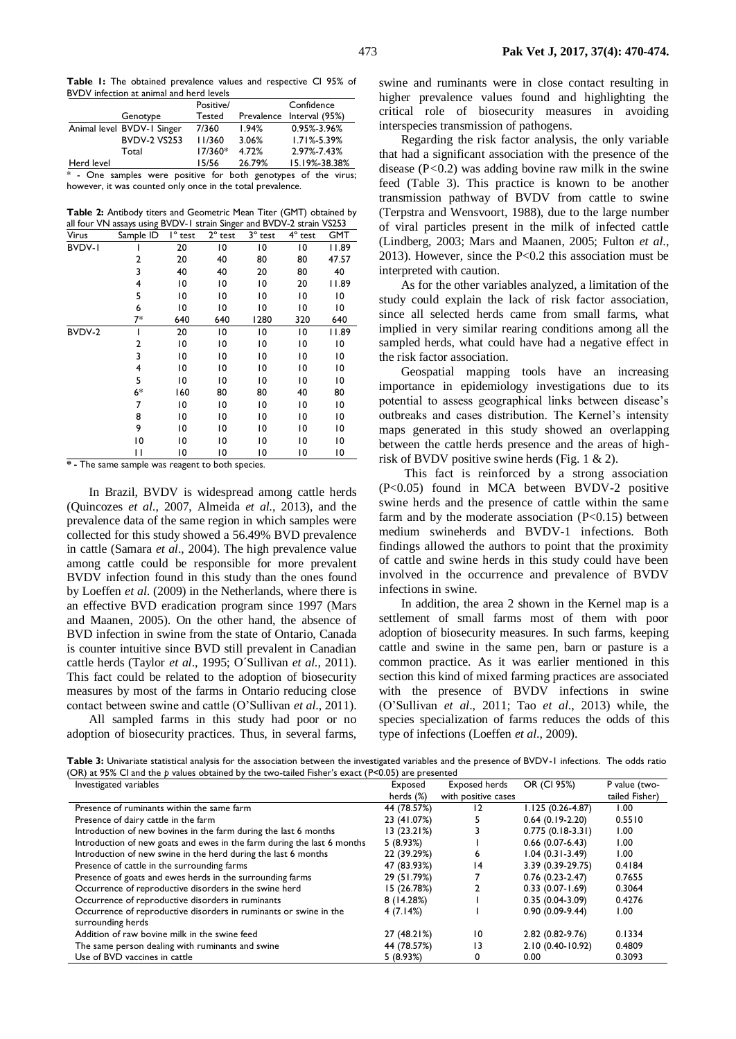**Table 1:** The obtained prevalence values and respective CI 95% of BVDV infection at animal and herd levels

| | Genotype | Positive/ Tested | Prevalence | Confidence Interval (95%) |
|---|---|---|---|---|
| Animal level | BVDV-1 Singer | 7/360 | 1.94% | 0.95%-3.96% |
| | BVDV-2 VS253 | 11/360 | 3.06% | 1.71%-5.39% |
| | Total | 17/360* | 4.72% | 2.97%-7.43% |
| Herd level | | 15/56 | 26.79% | 15.19%-38.38% |

\* - One samples were positive for both genotypes of the virus; however, it was counted only once in the total prevalence.

**Table 2:** Antibody titers and Geometric Mean Titer (GMT) obtained by all four VN assays using BVDV-1 strain Singer and BVDV-2 strain VS253

| Virus | Sample ID | 1° test | 2° test | 3° test | 4° test | GMT |
|---|---|---|---|---|---|---|
| BVDV-1 | 1 | 20 | 10 | 10 | 10 | 11.89 |
| | 2 | 20 | 40 | 80 | 80 | 47.57 |
| | 3 | 40 | 40 | 20 | 80 | 40 |
| | 4 | 10 | 10 | 10 | 20 | 11.89 |
| | 5 | 10 | 10 | 10 | 10 | 10 |
| | 6 | 10 | 10 | 10 | 10 | 10 |
| | 7* | 640 | 640 | 1280 | 320 | 640 |
| BVDV-2 | 1 | 20 | 10 | 10 | 10 | 11.89 |
| | 2 | 10 | 10 | 10 | 10 | 10 |
| | 3 | 10 | 10 | 10 | 10 | 10 |
| | 4 | 10 | 10 | 10 | 10 | 10 |
| | 5 | 10 | 10 | 10 | 10 | 10 |
| | 6* | 160 | 80 | 80 | 40 | 80 |
| | 7 | 10 | 10 | 10 | 10 | 10 |
| | 8 | 10 | 10 | 10 | 10 | 10 |
| | 9 | 10 | 10 | 10 | 10 | 10 |
| | 10 | 10 | 10 | 10 | 10 | 10 |
| | 11 | 10 | 10 | 10 | 10 | 10 |

**\* -** The same sample was reagent to both species.

In Brazil, BVDV is widespread among cattle herds (Quincozes *et al*., 2007, Almeida *et al*., 2013), and the prevalence data of the same region in which samples were collected for this study showed a 56.49% BVD prevalence in cattle (Samara *et al*., 2004). The high prevalence value among cattle could be responsible for more prevalent BVDV infection found in this study than the ones found by Loeffen *et al*. (2009) in the Netherlands, where there is an effective BVD eradication program since 1997 (Mars and Maanen, 2005). On the other hand, the absence of BVD infection in swine from the state of Ontario, Canada is counter intuitive since BVD still prevalent in Canadian cattle herds (Taylor *et al*., 1995; O´Sullivan *et al*., 2011). This fact could be related to the adoption of biosecurity measures by most of the farms in Ontario reducing close contact between swine and cattle (O'Sullivan *et al*., 2011).

All sampled farms in this study had poor or no adoption of biosecurity practices. Thus, in several farms, swine and ruminants were in close contact resulting in higher prevalence values found and highlighting the critical role of biosecurity measures in avoiding interspecies transmission of pathogens.

Regarding the risk factor analysis, the only variable that had a significant association with the presence of the disease ($P<0.2$) was adding bovine raw milk in the swine feed (Table 3). This practice is known to be another transmission pathway of BVDV from cattle to swine (Terpstra and Wensvoort, 1988), due to the large number of viral particles present in the milk of infected cattle (Lindberg, 2003; Mars and Maanen, 2005; Fulton *et al*., 2013). However, since the $P<0.2$ this association must be interpreted with caution.

As for the other variables analyzed, a limitation of the study could explain the lack of risk factor association, since all selected herds came from small farms, what implied in very similar rearing conditions among all the sampled herds, what could have had a negative effect in the risk factor association.

Geospatial mapping tools have an increasing importance in epidemiology investigations due to its potential to assess geographical links between disease's outbreaks and cases distribution. The Kernel's intensity maps generated in this study showed an overlapping between the cattle herds presence and the areas of high-risk of BVDV positive swine herds (Fig. 1 & 2).

This fact is reinforced by a strong association ($P<0.05$) found in MCA between BVDV-2 positive swine herds and the presence of cattle within the same farm and by the moderate association ($P<0.15$) between medium swineherds and BVDV-1 infections. Both findings allowed the authors to point that the proximity of cattle and swine herds in this study could have been involved in the occurrence and prevalence of BVDV infections in swine.

In addition, the area 2 shown in the Kernel map is a settlement of small farms most of them with poor adoption of biosecurity measures. In such farms, keeping cattle and swine in the same pen, barn or pasture is a common practice. As it was earlier mentioned in this section this kind of mixed farming practices are associated with the presence of BVDV infections in swine (O'Sullivan *et al*., 2011; Tao *et al*., 2013) while, the species specialization of farms reduces the odds of this type of infections (Loeffen *et al*., 2009).

**Table 3:** Univariate statistical analysis for the association between the investigated variables and the presence of BVDV-1 infections. The odds ratio (OR) at 95% CI and the *p* values obtained by the two-tailed Fisher's exact ($P<0.05$) are presented

| Investigated variables | Exposed herds (%) | Exposed herds with positive cases | OR (CI 95%) | P value (two-tailed Fisher) |
|---|---|---|---|---|
| Presence of ruminants within the same farm | 44 (78.57%) | 12 | 1.125 (0.26-4.87) | 1.00 |
| Presence of dairy cattle in the farm | 23 (41.07%) | 5 | 0.64 (0.19-2.20) | 0.5510 |
| Introduction of new bovines in the farm during the last 6 months | 13 (23.21%) | 3 | 0.775 (0.18-3.31) | 1.00 |
| Introduction of new goats and ewes in the farm during the last 6 months | 5 (8.93%) | 1 | 0.66 (0.07-6.43) | 1.00 |
| Introduction of new swine in the herd during the last 6 months | 22 (39.29%) | 6 | 1.04 (0.31-3.49) | 1.00 |
| Presence of cattle in the surrounding farms | 47 (83.93%) | 14 | 3.39 (0.39-29.75) | 0.4184 |
| Presence of goats and ewes herds in the surrounding farms | 29 (51.79%) | 7 | 0.76 (0.23-2.47) | 0.7655 |
| Occurrence of reproductive disorders in the swine herd | 15 (26.78%) | 2 | 0.33 (0.07-1.69) | 0.3064 |
| Occurrence of reproductive disorders in ruminants | 8 (14.28%) | 1 | 0.35 (0.04-3.09) | 0.4276 |
| Occurrence of reproductive disorders in ruminants or swine in the surrounding herds | 4 (7.14%) | 1 | 0.90 (0.09-9.44) | 1.00 |
| Addition of raw bovine milk in the swine feed | 27 (48.21%) | 10 | 2.82 (0.82-9.76) | 0.1334 |
| The same person dealing with ruminants and swine | 44 (78.57%) | 13 | 2.10 (0.40-10.92) | 0.4809 |
| Use of BVD vaccines in cattle | 5 (8.93%) | 0 | 0.00 | 0.3093 |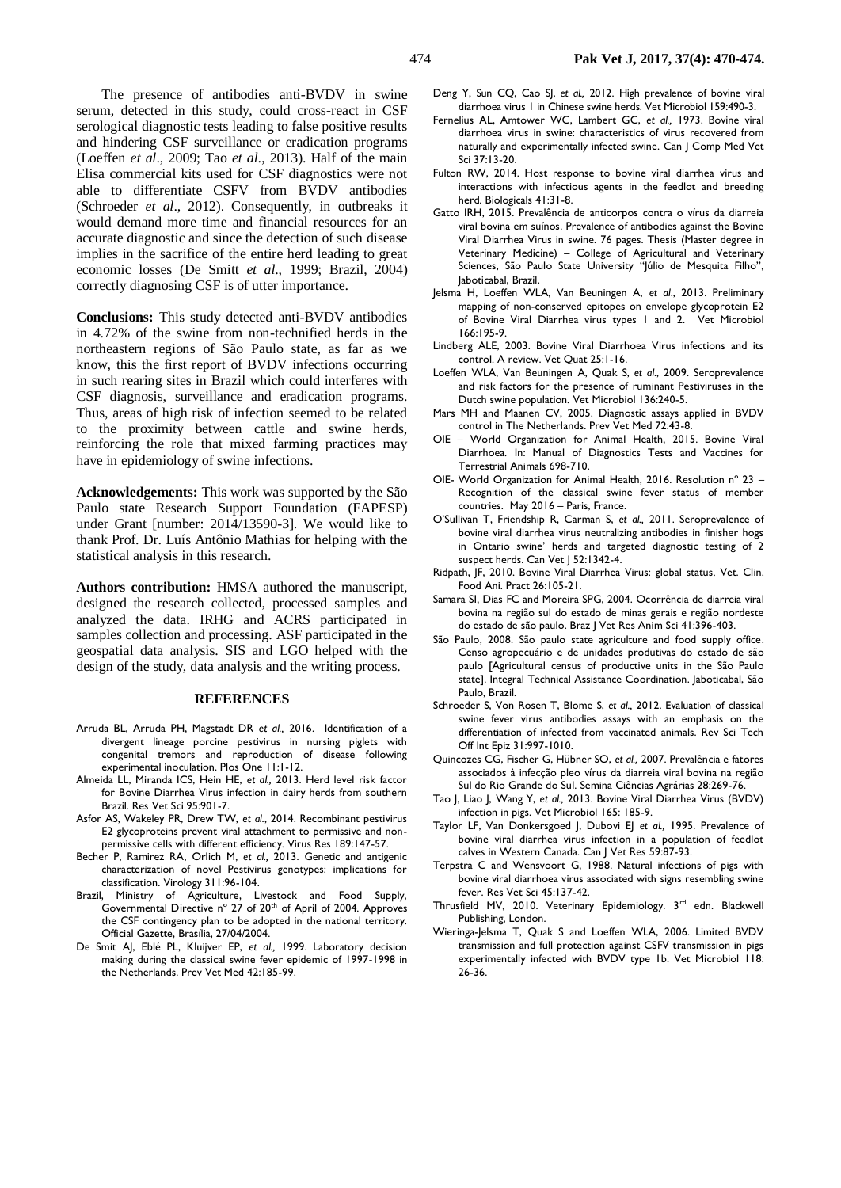The presence of antibodies anti-BVDV in swine serum, detected in this study, could cross-react in CSF serological diagnostic tests leading to false positive results and hindering CSF surveillance or eradication programs (Loeffen *et al*., 2009; Tao *et al*., 2013). Half of the main Elisa commercial kits used for CSF diagnostics were not able to differentiate CSFV from BVDV antibodies (Schroeder *et al*., 2012). Consequently, in outbreaks it would demand more time and financial resources for an accurate diagnostic and since the detection of such disease implies in the sacrifice of the entire herd leading to great economic losses (De Smitt *et al*., 1999; Brazil, 2004) correctly diagnosing CSF is of utter importance.

**Conclusions:** This study detected anti-BVDV antibodies in 4.72% of the swine from non-technified herds in the northeastern regions of São Paulo state, as far as we know, this the first report of BVDV infections occurring in such rearing sites in Brazil which could interferes with CSF diagnosis, surveillance and eradication programs. Thus, areas of high risk of infection seemed to be related to the proximity between cattle and swine herds, reinforcing the role that mixed farming practices may have in epidemiology of swine infections.

**Acknowledgements:** This work was supported by the São Paulo state Research Support Foundation (FAPESP) under Grant [number: 2014/13590-3]. We would like to thank Prof. Dr. Luís Antônio Mathias for helping with the statistical analysis in this research.

**Authors contribution:** HMSA authored the manuscript, designed the research collected, processed samples and analyzed the data. IRHG and ACRS participated in samples collection and processing. ASF participated in the geospatial data analysis. SIS and LGO helped with the design of the study, data analysis and the writing process.

## REFERENCES

Arruda BL, Arruda PH, Magstadt DR *et al.,* 2016. Identification of a divergent lineage porcine pestivirus in nursing piglets with congenital tremors and reproduction of disease following experimental inoculation. Plos One 11:1-12.

Almeida LL, Miranda ICS, Hein HE, *et al.,* 2013. Herd level risk factor for Bovine Diarrhea Virus infection in dairy herds from southern Brazil. Res Vet Sci 95:901-7.

Asfor AS, Wakeley PR, Drew TW, *et al.*, 2014. Recombinant pestivirus E2 glycoproteins prevent viral attachment to permissive and non-permissive cells with different efficiency. Virus Res 189:147-57.

Becher P, Ramirez RA, Orlich M, *et al.,* 2013. Genetic and antigenic characterization of novel Pestivirus genotypes: implications for classification. Virology 311:96-104.

Brazil, Ministry of Agriculture, Livestock and Food Supply, Governmental Directive n° 27 of 20th of April of 2004. Approves the CSF contingency plan to be adopted in the national territory. Official Gazette, Brasília, 27/04/2004.

De Smit AJ, Eblé PL, Kluijver EP, *et al.,* 1999. Laboratory decision making during the classical swine fever epidemic of 1997-1998 in the Netherlands. Prev Vet Med 42:185-99.

Deng Y, Sun CQ, Cao SJ, *et al.,* 2012. High prevalence of bovine viral diarrhoea virus 1 in Chinese swine herds. Vet Microbiol 159:490-3.

Fernelius AL, Amtower WC, Lambert GC, *et al.,* 1973. Bovine viral diarrhoea virus in swine: characteristics of virus recovered from naturally and experimentally infected swine. Can J Comp Med Vet Sci 37:13-20.

Fulton RW, 2014. Host response to bovine viral diarrhea virus and interactions with infectious agents in the feedlot and breeding herd. Biologicals 41:31-8.

Gatto IRH, 2015. Prevalência de anticorpos contra o vírus da diarreia viral bovina em suínos. Prevalence of antibodies against the Bovine Viral Diarrhea Virus in swine. 76 pages. Thesis (Master degree in Veterinary Medicine) – College of Agricultural and Veterinary Sciences, São Paulo State University "Júlio de Mesquita Filho", Jaboticabal, Brazil.

Jelsma H, Loeffen WLA, Van Beuningen A, *et al*., 2013. Preliminary mapping of non-conserved epitopes on envelope glycoprotein E2 of Bovine Viral Diarrhea virus types 1 and 2. Vet Microbiol 166:195-9.

Lindberg ALE, 2003. Bovine Viral Diarrhoea Virus infections and its control. A review. Vet Quat 25:1-16.

Loeffen WLA, Van Beuningen A, Quak S, *et al*., 2009. Seroprevalence and risk factors for the presence of ruminant Pestiviruses in the Dutch swine population. Vet Microbiol 136:240-5.

Mars MH and Maanen CV, 2005. Diagnostic assays applied in BVDV control in The Netherlands. Prev Vet Med 72:43-8.

OIE – World Organization for Animal Health, 2015. Bovine Viral Diarrhoea. In: Manual of Diagnostics Tests and Vaccines for Terrestrial Animals 698-710.

OIE- World Organization for Animal Health, 2016. Resolution n° 23 – Recognition of the classical swine fever status of member countries. May 2016 – Paris, France.

O'Sullivan T, Friendship R, Carman S, *et al.,* 2011. Seroprevalence of bovine viral diarrhea virus neutralizing antibodies in finisher hogs in Ontario swine' herds and targeted diagnostic testing of 2 suspect herds. Can Vet J 52:1342-4.

Ridpath, JF, 2010. Bovine Viral Diarrhea Virus: global status. Vet. Clin. Food Ani. Pract 26:105-21.

Samara SI, Dias FC and Moreira SPG, 2004. Ocorrência de diarreia viral bovina na região sul do estado de minas gerais e região nordeste do estado de são paulo. Braz J Vet Res Anim Sci 41:396-403.

São Paulo, 2008. São paulo state agriculture and food supply office. Censo agropecuário e de unidades produtivas do estado de são paulo [Agricultural census of productive units in the São Paulo state]. Integral Technical Assistance Coordination. Jaboticabal, São Paulo, Brazil.

Schroeder S, Von Rosen T, Blome S, *et al.,* 2012. Evaluation of classical swine fever virus antibodies assays with an emphasis on the differentiation of infected from vaccinated animals. Rev Sci Tech Off Int Epiz 31:997-1010.

Quincozes CG, Fischer G, Hübner SO, *et al.,* 2007. Prevalência e fatores associados à infecção pleo vírus da diarreia viral bovina na região Sul do Rio Grande do Sul. Semina Ciências Agrárias 28:269-76.

Tao J, Liao J, Wang Y, *et al.,* 2013. Bovine Viral Diarrhea Virus (BVDV) infection in pigs. Vet Microbiol 165: 185-9.

Taylor LF, Van Donkersgoed J, Dubovi EJ *et al.,* 1995. Prevalence of bovine viral diarrhea virus infection in a population of feedlot calves in Western Canada. Can J Vet Res 59:87-93.

Terpstra C and Wensvoort G, 1988. Natural infections of pigs with bovine viral diarrhoea virus associated with signs resembling swine fever. Res Vet Sci 45:137-42.

Thrusfield MV, 2010. Veterinary Epidemiology. 3rd edn. Blackwell Publishing, London.

Wieringa-Jelsma T, Quak S and Loeffen WLA, 2006. Limited BVDV transmission and full protection against CSFV transmission in pigs experimentally infected with BVDV type 1b. Vet Microbiol 118: 26-36.